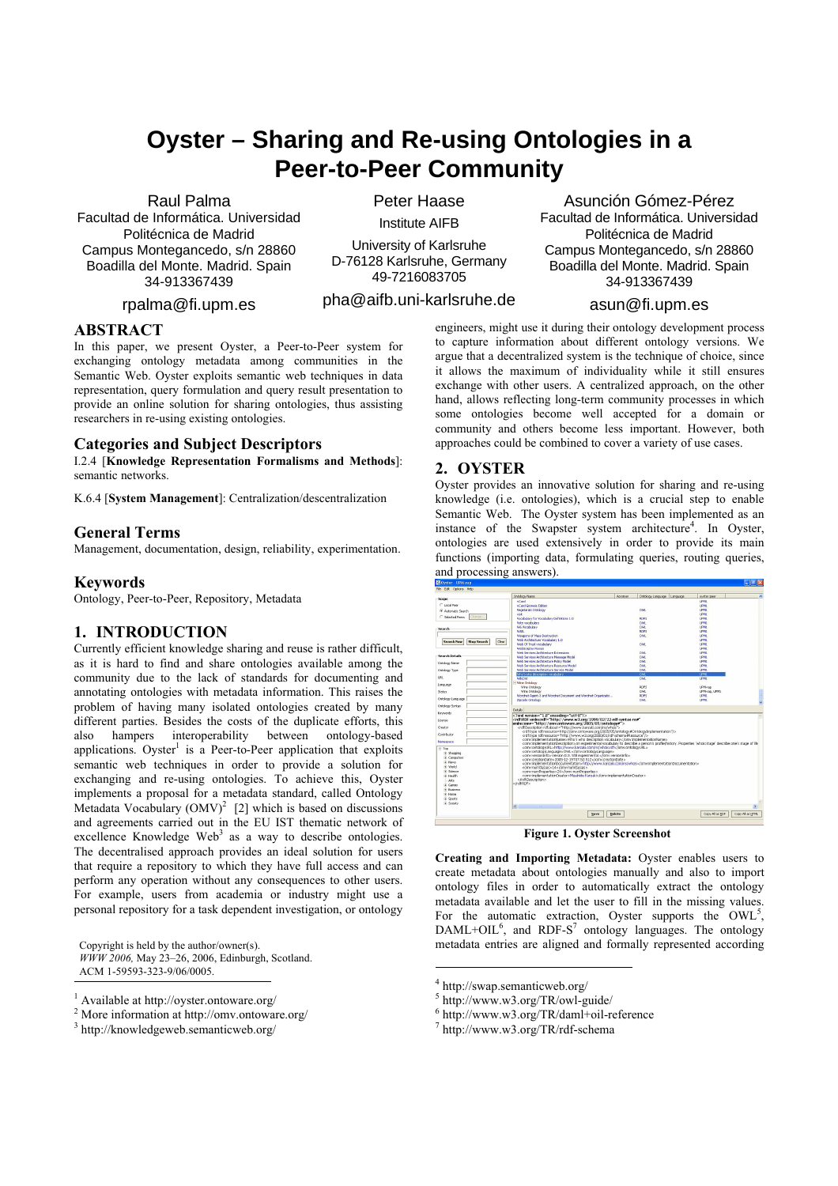# Oyster – Sharing and Re-using Ontologies in a Peer-to-Peer Community

Raul Palma
Facultad de Informática. Universidad Politécnica de Madrid
Campus Montegancedo, s/n 28860
Boadilla del Monte. Madrid. Spain
34-913367439
rpalma@fi.upm.es

Peter Haase
Institute AIFB
University of Karlsruhe
D-76128 Karlsruhe, Germany
49-7216083705
pha@aifb.uni-karlsruhe.de

Asunción Gómez-Pérez
Facultad de Informática. Universidad Politécnica de Madrid
Campus Montegancedo, s/n 28860
Boadilla del Monte. Madrid. Spain
34-913367439
asun@fi.upm.es

## ABSTRACT

In this paper, we present Oyster, a Peer-to-Peer system for exchanging ontology metadata among communities in the Semantic Web. Oyster exploits semantic web techniques in data representation, query formulation and query result presentation to provide an online solution for sharing ontologies, thus assisting researchers in re-using existing ontologies.

## Categories and Subject Descriptors

I.2.4 [**Knowledge Representation Formalisms and Methods**]: semantic networks.

K.6.4 [**System Management**]: Centralization/descentralization

## General Terms

Management, documentation, design, reliability, experimentation.

## Keywords

Ontology, Peer-to-Peer, Repository, Metadata

## 1. INTRODUCTION

Currently efficient knowledge sharing and reuse is rather difficult, as it is hard to find and share ontologies available among the community due to the lack of standards for documenting and annotating ontologies with metadata information. This raises the problem of having many isolated ontologies created by many different parties. Besides the costs of the duplicate efforts, this also hampers interoperability between ontology-based applications. Oyster[1] is a Peer-to-Peer application that exploits semantic web techniques in order to provide a solution for exchanging and re-using ontologies. To achieve this, Oyster implements a proposal for a metadata standard, called Ontology Metadata Vocabulary (OMV)[2] [2] which is based on discussions and agreements carried out in the EU IST thematic network of excellence Knowledge Web[3] as a way to describe ontologies. The decentralised approach provides an ideal solution for users that require a repository to which they have full access and can perform any operation without any consequences to other users. For example, users from academia or industry might use a personal repository for a task dependent investigation, or ontology engineers, might use it during their ontology development process to capture information about different ontology versions. We argue that a decentralized system is the technique of choice, since it allows the maximum of individuality while it still ensures exchange with other users. A centralized approach, on the other hand, allows reflecting long-term community processes in which some ontologies become well accepted for a domain or community and others become less important. However, both approaches could be combined to cover a variety of use cases.

Copyright is held by the author/owner(s).
*WWW 2006,* May 23–26, 2006, Edinburgh, Scotland.
ACM 1-59593-323-9/06/0005.

## 2. OYSTER

Oyster provides an innovative solution for sharing and re-using knowledge (i.e. ontologies), which is a crucial step to enable Semantic Web. The Oyster system has been implemented as an instance of the Swapster system architecture[4]. In Oyster, ontologies are used extensively in order to provide its main functions (importing data, formulating queries, routing queries, and processing answers).

**Figure 1. Oyster Screenshot**

**Creating and Importing Metadata:** Oyster enables users to create metadata about ontologies manually and also to import ontology files in order to automatically extract the ontology metadata available and let the user to fill in the missing values. For the automatic extraction, Oyster supports the OWL[5], DAML+OIL[6], and RDF-S[7] ontology languages. The ontology metadata entries are aligned and formally represented according

[1] Available at http://oyster.ontoware.org/
[2] More information at http://omv.ontoware.org/
[3] http://knowledgeweb.semanticweb.org/
[4] http://swap.semanticweb.org/
[5] http://www.w3.org/TR/owl-guide/
[6] http://www.w3.org/TR/daml+oil-reference
[7] http://www.w3.org/TR/rdf-schema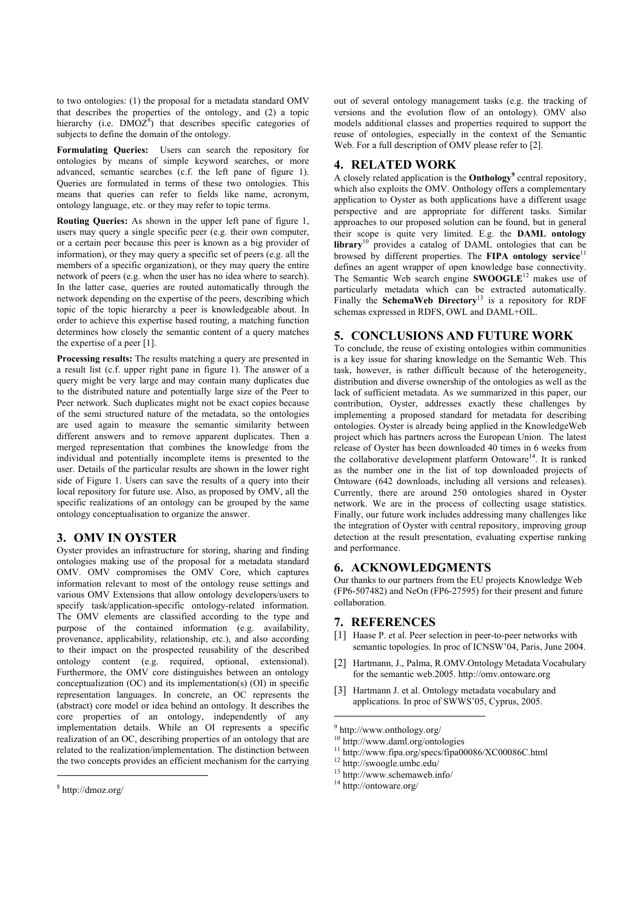to two ontologies: (1) the proposal for a metadata standard OMV that describes the properties of the ontology, and (2) a topic hierarchy (i.e. DMOZ[8]) that describes specific categories of subjects to define the domain of the ontology.

**Formulating Queries:** Users can search the repository for ontologies by means of simple keyword searches, or more advanced, semantic searches (c.f. the left pane of figure 1). Queries are formulated in terms of these two ontologies. This means that queries can refer to fields like name, acronym, ontology language, etc. or they may refer to topic terms.

**Routing Queries:** As shown in the upper left pane of figure 1, users may query a single specific peer (e.g. their own computer, or a certain peer because this peer is known as a big provider of information), or they may query a specific set of peers (e.g. all the members of a specific organization), or they may query the entire network of peers (e.g. when the user has no idea where to search). In the latter case, queries are routed automatically through the network depending on the expertise of the peers, describing which topic of the topic hierarchy a peer is knowledgeable about. In order to achieve this expertise based routing, a matching function determines how closely the semantic content of a query matches the expertise of a peer [1].

**Processing results:** The results matching a query are presented in a result list (c.f. upper right pane in figure 1). The answer of a query might be very large and may contain many duplicates due to the distributed nature and potentially large size of the Peer to Peer network. Such duplicates might not be exact copies because of the semi structured nature of the metadata, so the ontologies are used again to measure the semantic similarity between different answers and to remove apparent duplicates. Then a merged representation that combines the knowledge from the individual and potentially incomplete items is presented to the user. Details of the particular results are shown in the lower right side of Figure 1. Users can save the results of a query into their local repository for future use. Also, as proposed by OMV, all the specific realizations of an ontology can be grouped by the same ontology conceptualisation to organize the answer.

## 3. OMV IN OYSTER

Oyster provides an infrastructure for storing, sharing and finding ontologies making use of the proposal for a metadata standard OMV. OMV compromises the OMV Core, which captures information relevant to most of the ontology reuse settings and various OMV Extensions that allow ontology developers/users to specify task/application-specific ontology-related information. The OMV elements are classified according to the type and purpose of the contained information (e.g. availability, provenance, applicability, relationship, etc.), and also according to their impact on the prospected reusability of the described ontology content (e.g. required, optional, extensional). Furthermore, the OMV core distinguishes between an ontology conceptualization (OC) and its implementation(s) (OI) in specific representation languages. In concrete, an OC represents the (abstract) core model or idea behind an ontology. It describes the core properties of an ontology, independently of any implementation details. While an OI represents a specific realization of an OC, describing properties of an ontology that are related to the realization/implementation. The distinction between the two concepts provides an efficient mechanism for the carrying out of several ontology management tasks (e.g. the tracking of versions and the evolution flow of an ontology). OMV also models additional classes and properties required to support the reuse of ontologies, especially in the context of the Semantic Web. For a full description of OMV please refer to [2].

## 4. RELATED WORK

A closely related application is the **Onthology**[9] central repository, which also exploits the OMV. Onthology offers a complementary application to Oyster as both applications have a different usage perspective and are appropriate for different tasks. Similar approaches to our proposed solution can be found, but in general their scope is quite very limited. E.g. the **DAML ontology library**[10] provides a catalog of DAML ontologies that can be browsed by different properties. The **FIPA ontology service**[11] defines an agent wrapper of open knowledge base connectivity. The Semantic Web search engine **SWOOGLE**[12] makes use of particularly metadata which can be extracted automatically. Finally the **SchemaWeb Directory**[13] is a repository for RDF schemas expressed in RDFS, OWL and DAML+OIL.

## 5. CONCLUSIONS AND FUTURE WORK

To conclude, the reuse of existing ontologies within communities is a key issue for sharing knowledge on the Semantic Web. This task, however, is rather difficult because of the heterogeneity, distribution and diverse ownership of the ontologies as well as the lack of sufficient metadata. As we summarized in this paper, our contribution, Oyster, addresses exactly these challenges by implementing a proposed standard for metadata for describing ontologies. Oyster is already being applied in the KnowledgeWeb project which has partners across the European Union. The latest release of Oyster has been downloaded 40 times in 6 weeks from the collaborative development platform Ontoware[14]. It is ranked as the number one in the list of top downloaded projects of Ontoware (642 downloads, including all versions and releases). Currently, there are around 250 ontologies shared in Oyster network. We are in the process of collecting usage statistics. Finally, our future work includes addressing many challenges like the integration of Oyster with central repository, improving group detection at the result presentation, evaluating expertise ranking and performance.

## 6. ACKNOWLEDGMENTS

Our thanks to our partners from the EU projects Knowledge Web (FP6-507482) and NeOn (FP6-27595) for their present and future collaboration.

## 7. REFERENCES

[1] Haase P. et al. Peer selection in peer-to-peer networks with semantic topologies. In proc of ICNSW'04, Paris, June 2004.

[2] Hartmann, J., Palma, R.OMV-Ontology Metadata Vocabulary for the semantic web.2005. http://omv.ontoware.org

[3] Hartmann J. et al. Ontology metadata vocabulary and applications. In proc of SWWS'05, Cyprus, 2005.

---

[8] http://dmoz.org/

[9] http://www.onthology.org/

[10] http://www.daml.org/ontologies

[11] http://www.fipa.org/specs/fipa00086/XC00086C.html

[12] http://swoogle.umbc.edu/

[13] http://www.schemaweb.info/

[14] http://ontoware.org/